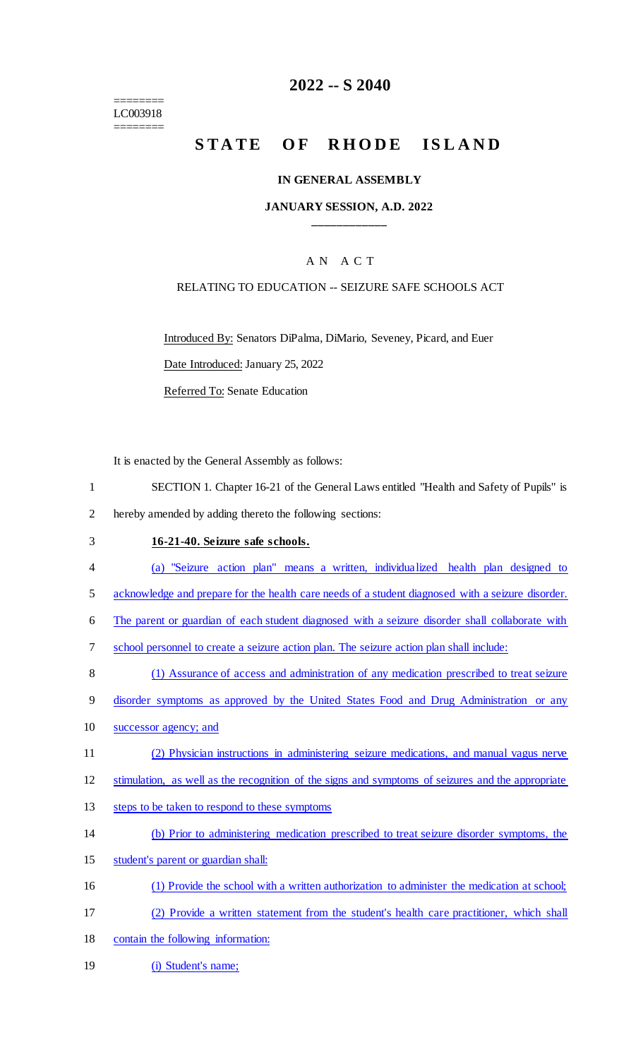========
LC003918
========

# 2022 -- S 2040

# STATE OF RHODE ISLAND

### IN GENERAL ASSEMBLY

### JANUARY SESSION, A.D. 2022

## A N A C T

RELATING TO EDUCATION -- SEIZURE SAFE SCHOOLS ACT

Introduced By: Senators DiPalma, DiMario, Seveney, Picard, and Euer

Date Introduced: January 25, 2022

Referred To: Senate Education

It is enacted by the General Assembly as follows:

1 SECTION 1. Chapter 16-21 of the General Laws entitled "Health and Safety of Pupils" is
2 hereby amended by adding thereto the following sections:

3 **16-21-40. Seizure safe schools.**

4 (a) "Seizure action plan" means a written, individualized health plan designed to
5 acknowledge and prepare for the health care needs of a student diagnosed with a seizure disorder.
6 The parent or guardian of each student diagnosed with a seizure disorder shall collaborate with
7 school personnel to create a seizure action plan. The seizure action plan shall include:

8 (1) Assurance of access and administration of any medication prescribed to treat seizure
9 disorder symptoms as approved by the United States Food and Drug Administration or any
10 successor agency; and

11 (2) Physician instructions in administering seizure medications, and manual vagus nerve
12 stimulation, as well as the recognition of the signs and symptoms of seizures and the appropriate
13 steps to be taken to respond to these symptoms

14 (b) Prior to administering medication prescribed to treat seizure disorder symptoms, the
15 student's parent or guardian shall:

16 (1) Provide the school with a written authorization to administer the medication at school;

17 (2) Provide a written statement from the student's health care practitioner, which shall
18 contain the following information:

19 (i) Student's name;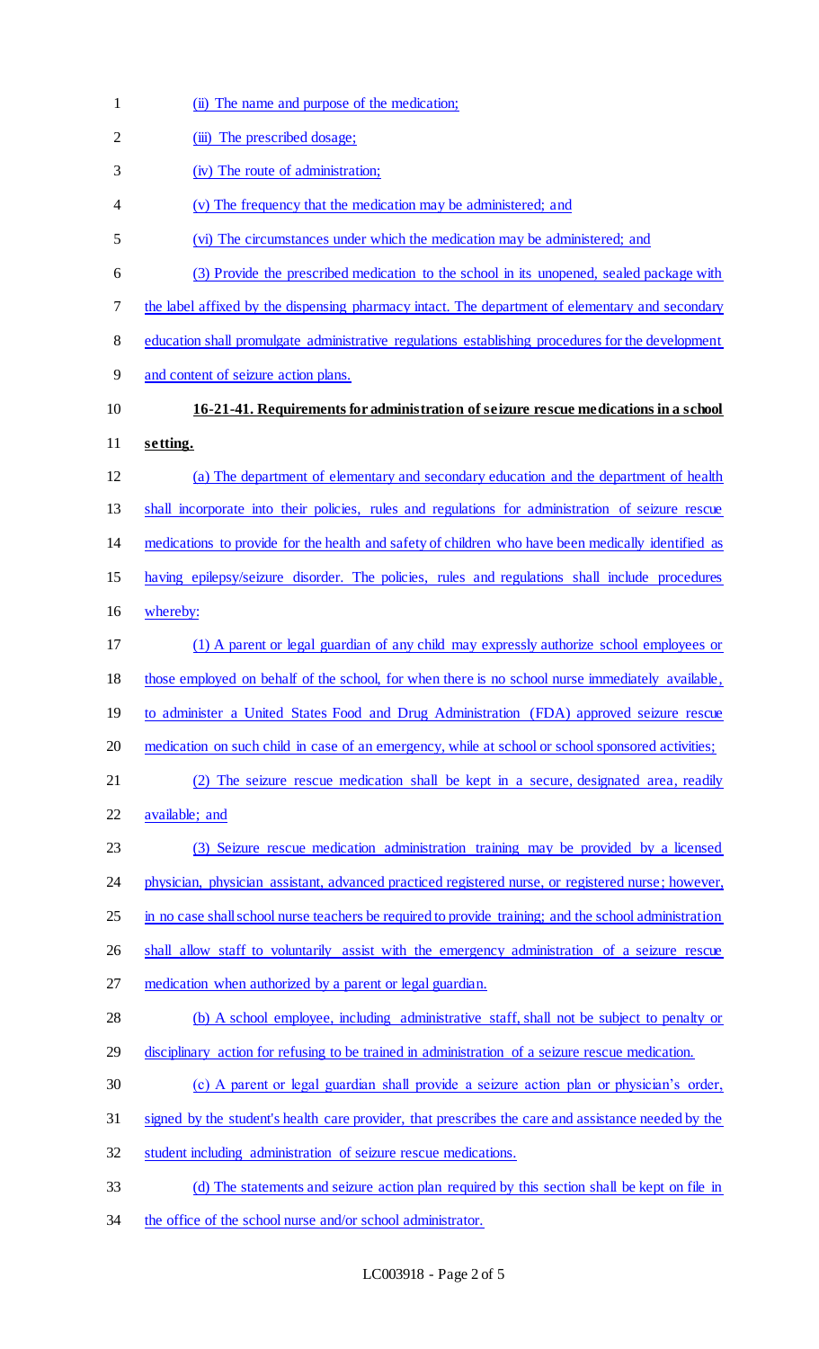(ii) The name and purpose of the medication;

(iii) The prescribed dosage;

(iv) The route of administration;

(v) The frequency that the medication may be administered; and

(vi) The circumstances under which the medication may be administered; and

(3) Provide the prescribed medication to the school in its unopened, sealed package with the label affixed by the dispensing pharmacy intact. The department of elementary and secondary education shall promulgate administrative regulations establishing procedures for the development and content of seizure action plans.

**16-21-41. Requirements for administration of seizure rescue medications in a school setting.**

(a) The department of elementary and secondary education and the department of health shall incorporate into their policies, rules and regulations for administration of seizure rescue medications to provide for the health and safety of children who have been medically identified as having epilepsy/seizure disorder. The policies, rules and regulations shall include procedures whereby:

(1) A parent or legal guardian of any child may expressly authorize school employees or those employed on behalf of the school, for when there is no school nurse immediately available, to administer a United States Food and Drug Administration (FDA) approved seizure rescue medication on such child in case of an emergency, while at school or school sponsored activities;

(2) The seizure rescue medication shall be kept in a secure, designated area, readily available; and

(3) Seizure rescue medication administration training may be provided by a licensed physician, physician assistant, advanced practiced registered nurse, or registered nurse; however, in no case shall school nurse teachers be required to provide training; and the school administration shall allow staff to voluntarily assist with the emergency administration of a seizure rescue medication when authorized by a parent or legal guardian.

(b) A school employee, including administrative staff, shall not be subject to penalty or disciplinary action for refusing to be trained in administration of a seizure rescue medication.

(c) A parent or legal guardian shall provide a seizure action plan or physician's order, signed by the student's health care provider, that prescribes the care and assistance needed by the student including administration of seizure rescue medications.

(d) The statements and seizure action plan required by this section shall be kept on file in the office of the school nurse and/or school administrator.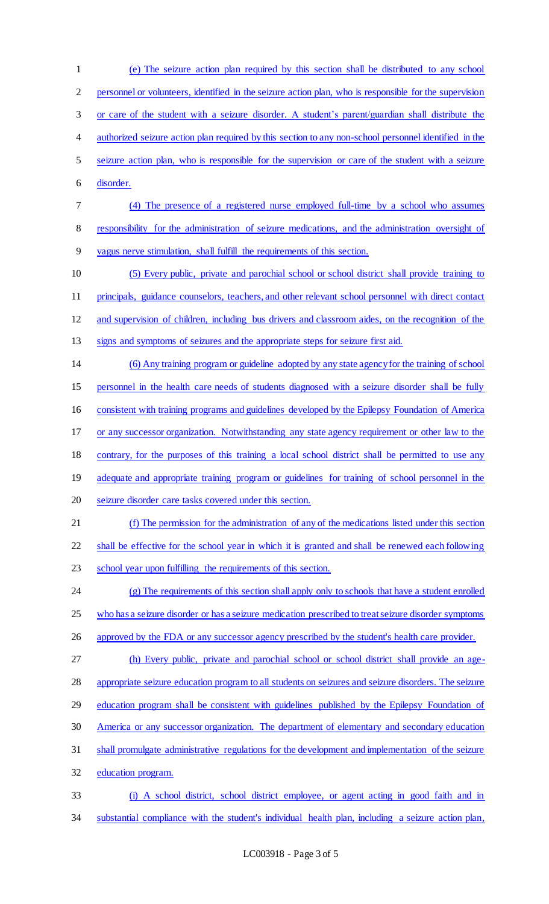(e) The seizure action plan required by this section shall be distributed to any school personnel or volunteers, identified in the seizure action plan, who is responsible for the supervision or care of the student with a seizure disorder. A student's parent/guardian shall distribute the authorized seizure action plan required by this section to any non-school personnel identified in the seizure action plan, who is responsible for the supervision or care of the student with a seizure disorder.

(4) The presence of a registered nurse employed full-time by a school who assumes responsibility for the administration of seizure medications, and the administration oversight of vagus nerve stimulation, shall fulfill the requirements of this section.

(5) Every public, private and parochial school or school district shall provide training to principals, guidance counselors, teachers, and other relevant school personnel with direct contact and supervision of children, including bus drivers and classroom aides, on the recognition of the signs and symptoms of seizures and the appropriate steps for seizure first aid.

(6) Any training program or guideline adopted by any state agency for the training of school personnel in the health care needs of students diagnosed with a seizure disorder shall be fully consistent with training programs and guidelines developed by the Epilepsy Foundation of America or any successor organization. Notwithstanding any state agency requirement or other law to the contrary, for the purposes of this training a local school district shall be permitted to use any adequate and appropriate training program or guidelines for training of school personnel in the seizure disorder care tasks covered under this section.

(f) The permission for the administration of any of the medications listed under this section shall be effective for the school year in which it is granted and shall be renewed each following school year upon fulfilling the requirements of this section.

(g) The requirements of this section shall apply only to schools that have a student enrolled who has a seizure disorder or has a seizure medication prescribed to treat seizure disorder symptoms approved by the FDA or any successor agency prescribed by the student's health care provider.

(h) Every public, private and parochial school or school district shall provide an age-appropriate seizure education program to all students on seizures and seizure disorders. The seizure education program shall be consistent with guidelines published by the Epilepsy Foundation of America or any successor organization. The department of elementary and secondary education shall promulgate administrative regulations for the development and implementation of the seizure education program.

(i) A school district, school district employee, or agent acting in good faith and in substantial compliance with the student's individual health plan, including a seizure action plan,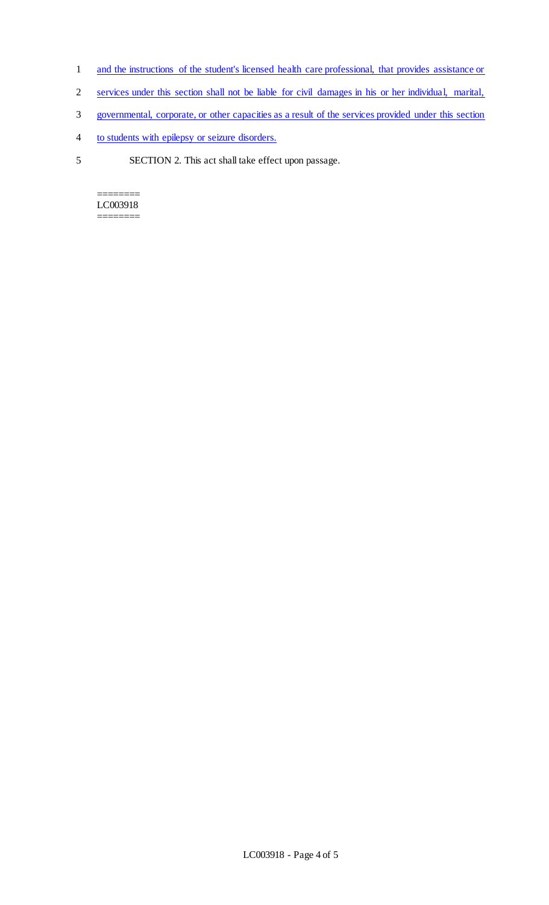and the instructions of the student's licensed health care professional, that provides assistance or services under this section shall not be liable for civil damages in his or her individual, marital, governmental, corporate, or other capacities as a result of the services provided under this section to students with epilepsy or seizure disorders.

SECTION 2. This act shall take effect upon passage.

========
LC003918
========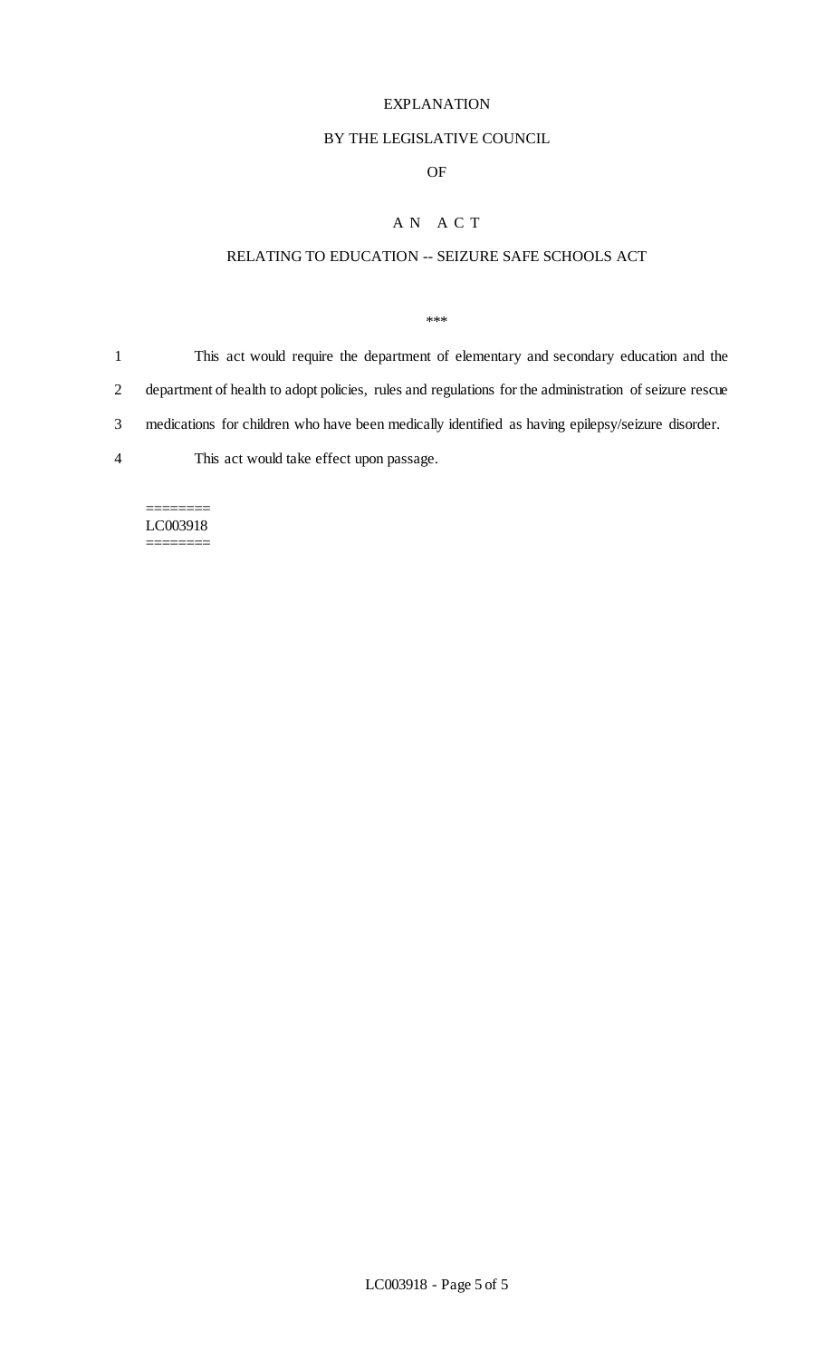EXPLANATION

BY THE LEGISLATIVE COUNCIL

OF

A N A C T

RELATING TO EDUCATION -- SEIZURE SAFE SCHOOLS ACT

\*\*\*

This act would require the department of elementary and secondary education and the department of health to adopt policies, rules and regulations for the administration of seizure rescue medications for children who have been medically identified as having epilepsy/seizure disorder.

This act would take effect upon passage.

========
LC003918
========